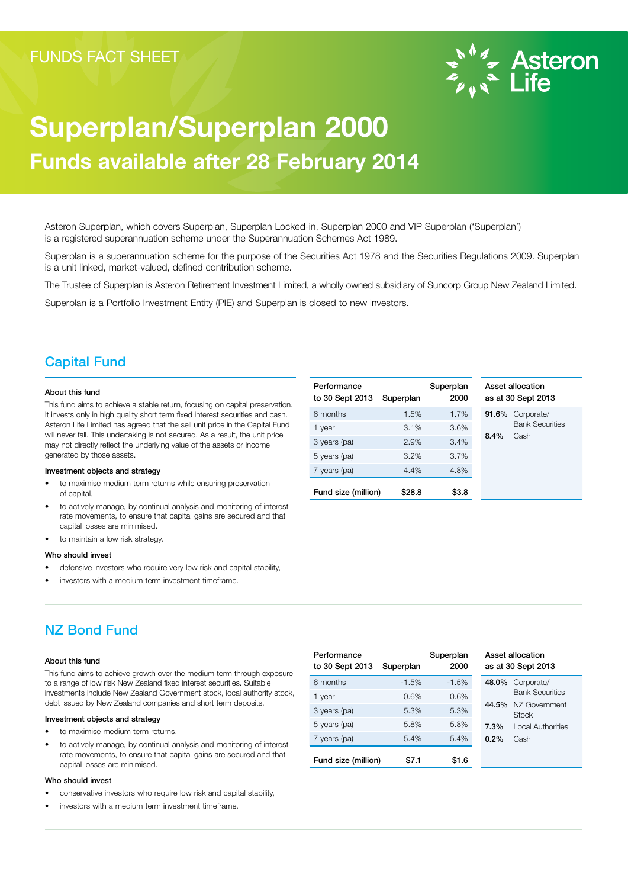FUNDS FACT SHEET

Asteron Life

# Superplan/Superplan 2000

## Funds available after 28 February 2014

Asteron Superplan, which covers Superplan, Superplan Locked-in, Superplan 2000 and VIP Superplan ('Superplan') is a registered superannuation scheme under the Superannuation Schemes Act 1989.

Superplan is a superannuation scheme for the purpose of the Securities Act 1978 and the Securities Regulations 2009. Superplan is a unit linked, market-valued, defined contribution scheme.

The Trustee of Superplan is Asteron Retirement Investment Limited, a wholly owned subsidiary of Suncorp Group New Zealand Limited.

Superplan is a Portfolio Investment Entity (PIE) and Superplan is closed to new investors.

## Capital Fund

### About this fund

This fund aims to achieve a stable return, focusing on capital preservation. It invests only in high quality short term fixed interest securities and cash. Asteron Life Limited has agreed that the sell unit price in the Capital Fund will never fall. This undertaking is not secured. As a result, the unit price may not directly reflect the underlying value of the assets or income generated by those assets.

### Investment objects and strategy

- to maximise medium term returns while ensuring preservation of capital,
- to actively manage, by continual analysis and monitoring of interest rate movements, to ensure that capital gains are secured and that capital losses are minimised.
- to maintain a low risk strategy.

### Who should invest

- defensive investors who require very low risk and capital stability,
- investors with a medium term investment timeframe.

| Performance to 30 Sept 2013 | Superplan | Superplan 2000 |
|---|---|---|
| 6 months | 1.5% | 1.7% |
| 1 year | 3.1% | 3.6% |
| 3 years (pa) | 2.9% | 3.4% |
| 5 years (pa) | 3.2% | 3.7% |
| 7 years (pa) | 4.4% | 4.8% |
| **Fund size (million)** | **$28.8** | **$3.8** |

| Asset allocation as at 30 Sept 2013 | |
|---|---|
| **91.6%** | Corporate/ Bank Securities |
| **8.4%** | Cash |

## NZ Bond Fund

### About this fund

This fund aims to achieve growth over the medium term through exposure to a range of low risk New Zealand fixed interest securities. Suitable investments include New Zealand Government stock, local authority stock, debt issued by New Zealand companies and short term deposits.

### Investment objects and strategy

- to maximise medium term returns.
- to actively manage, by continual analysis and monitoring of interest rate movements, to ensure that capital gains are secured and that capital losses are minimised.

### Who should invest

- conservative investors who require low risk and capital stability,
- investors with a medium term investment timeframe.

| Performance to 30 Sept 2013 | Superplan | Superplan 2000 |
|---|---|---|
| 6 months | -1.5% | -1.5% |
| 1 year | 0.6% | 0.6% |
| 3 years (pa) | 5.3% | 5.3% |
| 5 years (pa) | 5.8% | 5.8% |
| 7 years (pa) | 5.4% | 5.4% |
| **Fund size (million)** | **$7.1** | **$1.6** |

| Asset allocation as at 30 Sept 2013 | |
|---|---|
| **48.0%** | Corporate/ Bank Securities |
| **44.5%** | NZ Government Stock |
| **7.3%** | Local Authorities |
| **0.2%** | Cash |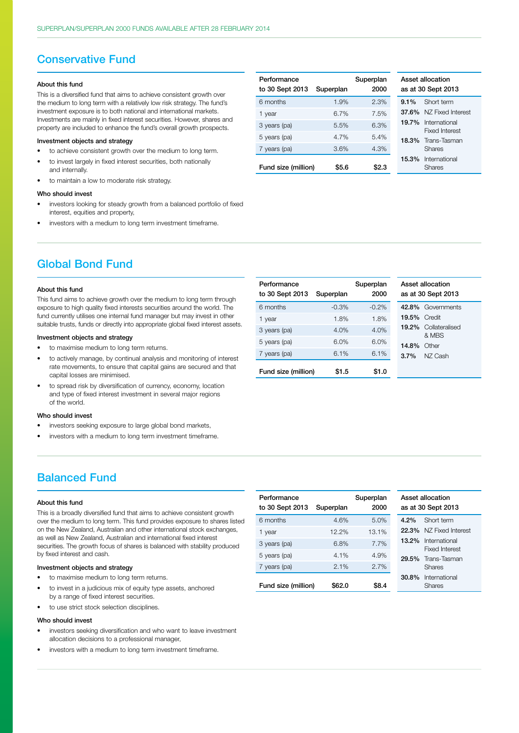## Conservative Fund

### About this fund

This is a diversified fund that aims to achieve consistent growth over the medium to long term with a relatively low risk strategy. The fund's investment exposure is to both national and international markets. Investments are mainly in fixed interest securities. However, shares and property are included to enhance the fund's overall growth prospects.

### Investment objects and strategy

- to achieve consistent growth over the medium to long term.
- to invest largely in fixed interest securities, both nationally and internally.
- to maintain a low to moderate risk strategy.

### Who should invest

- investors looking for steady growth from a balanced portfolio of fixed interest, equities and property,
- investors with a medium to long term investment timeframe.

| Performance to 30 Sept 2013 | Superplan | Superplan 2000 |
|---|---|---|
| 6 months | 1.9% | 2.3% |
| 1 year | 6.7% | 7.5% |
| 3 years (pa) | 5.5% | 6.3% |
| 5 years (pa) | 4.7% | 5.4% |
| 7 years (pa) | 3.6% | 4.3% |
| Fund size (million) | $5.6 | $2.3 |

| Asset allocation as at 30 Sept 2013 | |
|---|---|
| 9.1% | Short term |
| 37.6% | NZ Fixed Interest |
| 19.7% | International Fixed Interest |
| 18.3% | Trans-Tasman Shares |
| 15.3% | International Shares |

## Global Bond Fund

### About this fund

This fund aims to achieve growth over the medium to long term through exposure to high quality fixed interests securities around the world. The fund currently utilises one internal fund manager but may invest in other suitable trusts, funds or directly into appropriate global fixed interest assets.

### Investment objects and strategy

- to maximise medium to long term returns.
- to actively manage, by continual analysis and monitoring of interest rate movements, to ensure that capital gains are secured and that capital losses are minimised.
- to spread risk by diversification of currency, economy, location and type of fixed interest investment in several major regions of the world.

### Who should invest

- investors seeking exposure to large global bond markets,
- investors with a medium to long term investment timeframe.

| Performance to 30 Sept 2013 | Superplan | Superplan 2000 |
|---|---|---|
| 6 months | -0.3% | -0.2% |
| 1 year | 1.8% | 1.8% |
| 3 years (pa) | 4.0% | 4.0% |
| 5 years (pa) | 6.0% | 6.0% |
| 7 years (pa) | 6.1% | 6.1% |
| Fund size (million) | $1.5 | $1.0 |

| Asset allocation as at 30 Sept 2013 | |
|---|---|
| 42.8% | Governments |
| 19.5% | Credit |
| 19.2% | Collateralised & MBS |
| 14.8% | Other |
| 3.7% | NZ Cash |

## Balanced Fund

### About this fund

This is a broadly diversified fund that aims to achieve consistent growth over the medium to long term. This fund provides exposure to shares listed on the New Zealand, Australian and other international stock exchanges, as well as New Zealand, Australian and international fixed interest securities. The growth focus of shares is balanced with stability produced by fixed interest and cash.

### Investment objects and strategy

- to maximise medium to long term returns.
- to invest in a judicious mix of equity type assets, anchored by a range of fixed interest securities.
- to use strict stock selection disciplines.

### Who should invest

- investors seeking diversification and who want to leave investment allocation decisions to a professional manager,
- investors with a medium to long term investment timeframe.

| Performance to 30 Sept 2013 | Superplan | Superplan 2000 |
|---|---|---|
| 6 months | 4.6% | 5.0% |
| 1 year | 12.2% | 13.1% |
| 3 years (pa) | 6.8% | 7.7% |
| 5 years (pa) | 4.1% | 4.9% |
| 7 years (pa) | 2.1% | 2.7% |
| Fund size (million) | $62.0 | $8.4 |

| Asset allocation as at 30 Sept 2013 | |
|---|---|
| 4.2% | Short term |
| 22.3% | NZ Fixed Interest |
| 13.2% | International Fixed Interest |
| 29.5% | Trans-Tasman Shares |
| 30.8% | International Shares |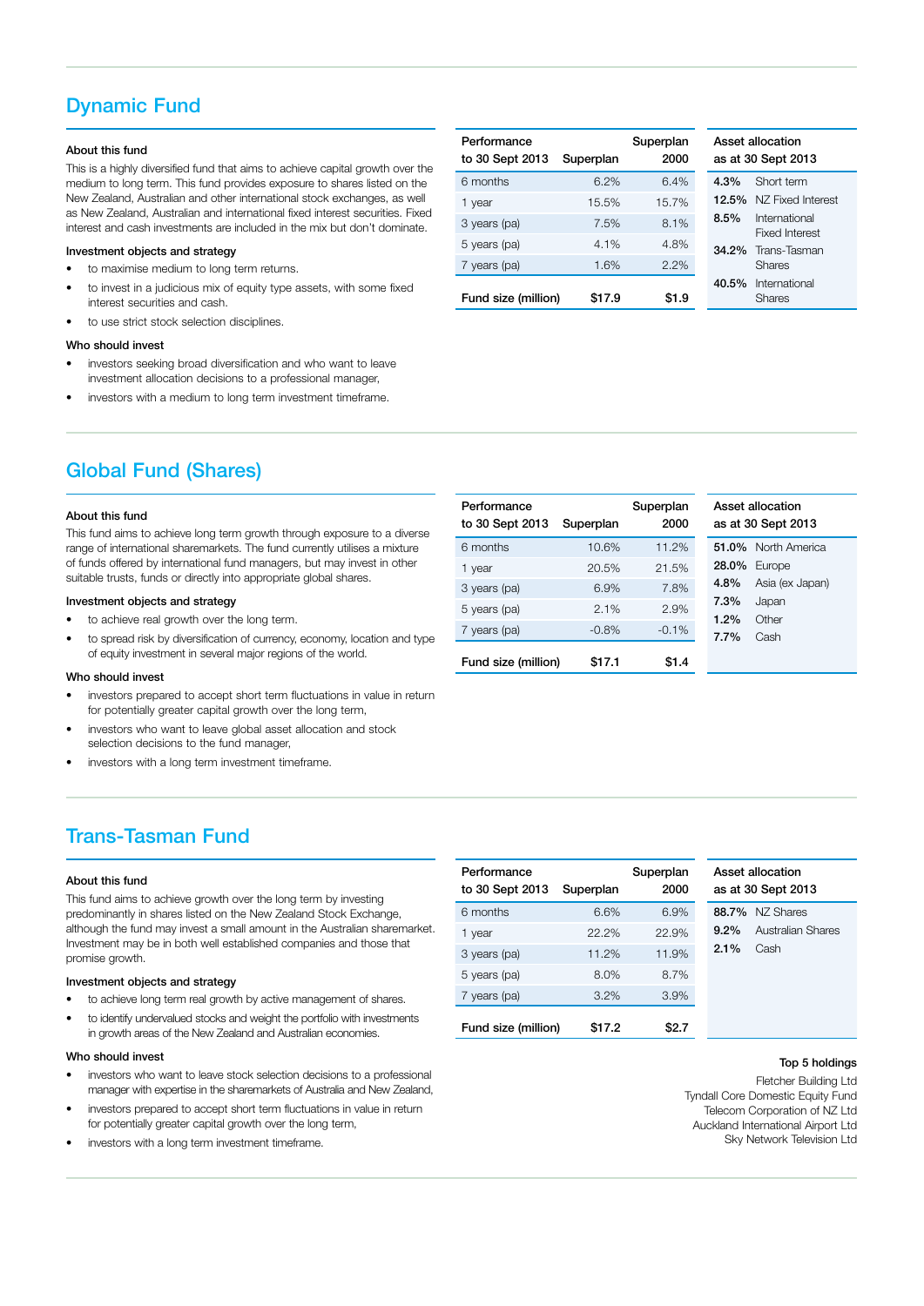## Dynamic Fund

### About this fund

This is a highly diversified fund that aims to achieve capital growth over the medium to long term. This fund provides exposure to shares listed on the New Zealand, Australian and other international stock exchanges, as well as New Zealand, Australian and international fixed interest securities. Fixed interest and cash investments are included in the mix but don't dominate.

### Investment objects and strategy

- to maximise medium to long term returns.
- to invest in a judicious mix of equity type assets, with some fixed interest securities and cash.
- to use strict stock selection disciplines.

### Who should invest

- investors seeking broad diversification and who want to leave investment allocation decisions to a professional manager,
- investors with a medium to long term investment timeframe.

| Performance to 30 Sept 2013 | Superplan | Superplan 2000 |
|---|---|---|
| 6 months | 6.2% | 6.4% |
| 1 year | 15.5% | 15.7% |
| 3 years (pa) | 7.5% | 8.1% |
| 5 years (pa) | 4.1% | 4.8% |
| 7 years (pa) | 1.6% | 2.2% |
| **Fund size (million)** | **$17.9** | **$1.9** |

| Asset allocation as at 30 Sept 2013 | |
|---|---|
| **4.3%** | Short term |
| **12.5%** | NZ Fixed Interest |
| **8.5%** | International Fixed Interest |
| **34.2%** | Trans-Tasman Shares |
| **40.5%** | International Shares |

## Global Fund (Shares)

### About this fund

This fund aims to achieve long term growth through exposure to a diverse range of international sharemarkets. The fund currently utilises a mixture of funds offered by international fund managers, but may invest in other suitable trusts, funds or directly into appropriate global shares.

### Investment objects and strategy

- to achieve real growth over the long term.
- to spread risk by diversification of currency, economy, location and type of equity investment in several major regions of the world.

### Who should invest

- investors prepared to accept short term fluctuations in value in return for potentially greater capital growth over the long term,
- investors who want to leave global asset allocation and stock selection decisions to the fund manager,
- investors with a long term investment timeframe.

| Performance to 30 Sept 2013 | Superplan | Superplan 2000 |
|---|---|---|
| 6 months | 10.6% | 11.2% |
| 1 year | 20.5% | 21.5% |
| 3 years (pa) | 6.9% | 7.8% |
| 5 years (pa) | 2.1% | 2.9% |
| 7 years (pa) | -0.8% | -0.1% |
| **Fund size (million)** | **$17.1** | **$1.4** |

| Asset allocation as at 30 Sept 2013 | |
|---|---|
| **51.0%** | North America |
| **28.0%** | Europe |
| **4.8%** | Asia (ex Japan) |
| **7.3%** | Japan |
| **1.2%** | Other |
| **7.7%** | Cash |

## Trans-Tasman Fund

### About this fund

This fund aims to achieve growth over the long term by investing predominantly in shares listed on the New Zealand Stock Exchange, although the fund may invest a small amount in the Australian sharemarket. Investment may be in both well established companies and those that promise growth.

### Investment objects and strategy

- to achieve long term real growth by active management of shares.
- to identify undervalued stocks and weight the portfolio with investments in growth areas of the New Zealand and Australian economies.

### Who should invest

- investors who want to leave stock selection decisions to a professional manager with expertise in the sharemarkets of Australia and New Zealand,
- investors prepared to accept short term fluctuations in value in return for potentially greater capital growth over the long term,
- investors with a long term investment timeframe.

| Performance to 30 Sept 2013 | Superplan | Superplan 2000 |
|---|---|---|
| 6 months | 6.6% | 6.9% |
| 1 year | 22.2% | 22.9% |
| 3 years (pa) | 11.2% | 11.9% |
| 5 years (pa) | 8.0% | 8.7% |
| 7 years (pa) | 3.2% | 3.9% |
| **Fund size (million)** | **$17.2** | **$2.7** |

| Asset allocation as at 30 Sept 2013 | |
|---|---|
| **88.7%** | NZ Shares |
| **9.2%** | Australian Shares |
| **2.1%** | Cash |

**Top 5 holdings**

Fletcher Building Ltd
Tyndall Core Domestic Equity Fund
Telecom Corporation of NZ Ltd
Auckland International Airport Ltd
Sky Network Television Ltd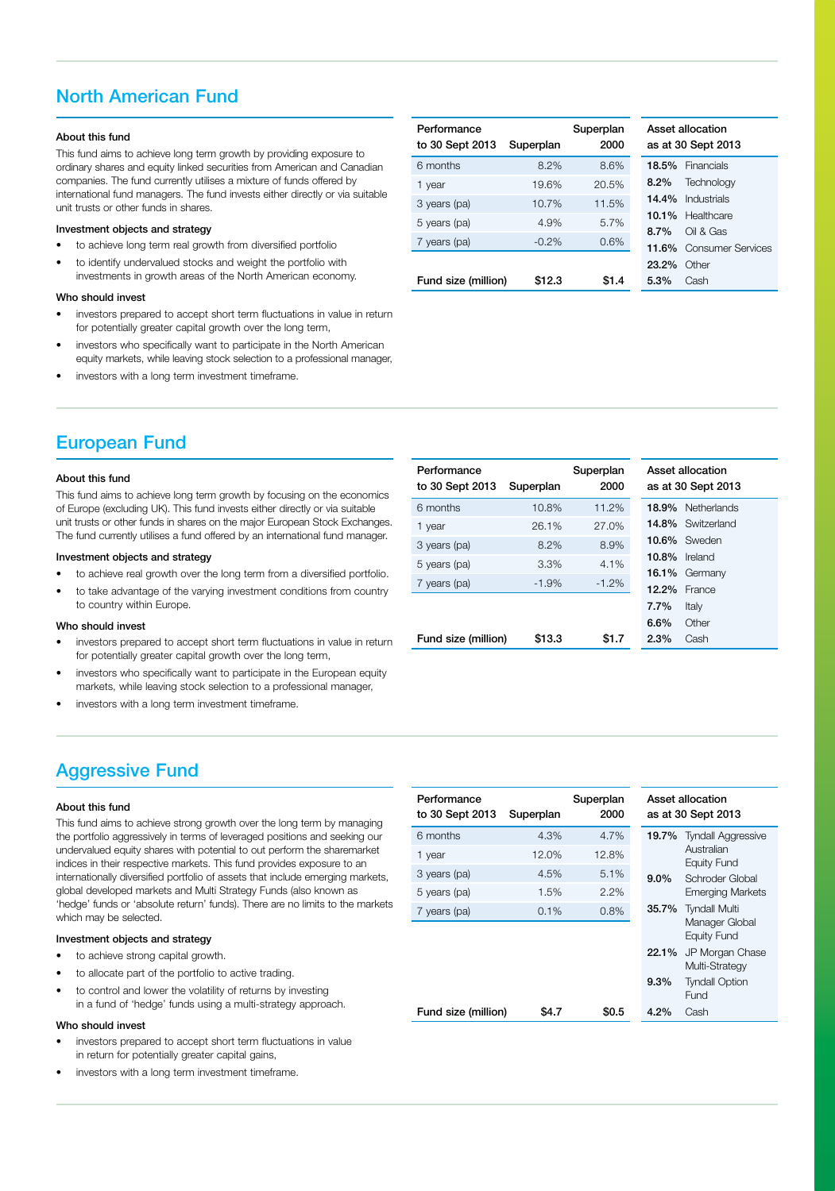## North American Fund

### About this fund

This fund aims to achieve long term growth by providing exposure to ordinary shares and equity linked securities from American and Canadian companies. The fund currently utilises a mixture of funds offered by international fund managers. The fund invests either directly or via suitable unit trusts or other funds in shares.

### Investment objects and strategy

- to achieve long term real growth from diversified portfolio
- to identify undervalued stocks and weight the portfolio with investments in growth areas of the North American economy.

### Who should invest

- investors prepared to accept short term fluctuations in value in return for potentially greater capital growth over the long term,
- investors who specifically want to participate in the North American equity markets, while leaving stock selection to a professional manager,
- investors with a long term investment timeframe.

| Performance to 30 Sept 2013 | Superplan | Superplan 2000 |
|---|---|---|
| 6 months | 8.2% | 8.6% |
| 1 year | 19.6% | 20.5% |
| 3 years (pa) | 10.7% | 11.5% |
| 5 years (pa) | 4.9% | 5.7% |
| 7 years (pa) | -0.2% | 0.6% |
| Fund size (million) | $12.3 | $1.4 |

| Asset allocation as at 30 Sept 2013 | |
|---|---|
| **18.5%** | Financials |
| **8.2%** | Technology |
| **14.4%** | Industrials |
| **10.1%** | Healthcare |
| **8.7%** | Oil & Gas |
| **11.6%** | Consumer Services |
| **23.2%** | Other |
| **5.3%** | Cash |

## European Fund

### About this fund

This fund aims to achieve long term growth by focusing on the economics of Europe (excluding UK). This fund invests either directly or via suitable unit trusts or other funds in shares on the major European Stock Exchanges. The fund currently utilises a fund offered by an international fund manager.

### Investment objects and strategy

- to achieve real growth over the long term from a diversified portfolio.
- to take advantage of the varying investment conditions from country to country within Europe.

### Who should invest

- investors prepared to accept short term fluctuations in value in return for potentially greater capital growth over the long term,
- investors who specifically want to participate in the European equity markets, while leaving stock selection to a professional manager,
- investors with a long term investment timeframe.

| Performance to 30 Sept 2013 | Superplan | Superplan 2000 |
|---|---|---|
| 6 months | 10.8% | 11.2% |
| 1 year | 26.1% | 27.0% |
| 3 years (pa) | 8.2% | 8.9% |
| 5 years (pa) | 3.3% | 4.1% |
| 7 years (pa) | -1.9% | -1.2% |
| Fund size (million) | $13.3 | $1.7 |

| Asset allocation as at 30 Sept 2013 | |
|---|---|
| **18.9%** | Netherlands |
| **14.8%** | Switzerland |
| **10.6%** | Sweden |
| **10.8%** | Ireland |
| **16.1%** | Germany |
| **12.2%** | France |
| **7.7%** | Italy |
| **6.6%** | Other |
| **2.3%** | Cash |

## Aggressive Fund

### About this fund

This fund aims to achieve strong growth over the long term by managing the portfolio aggressively in terms of leveraged positions and seeking our undervalued equity shares with potential to out perform the sharemarket indices in their respective markets. This fund provides exposure to an internationally diversified portfolio of assets that include emerging markets, global developed markets and Multi Strategy Funds (also known as 'hedge' funds or 'absolute return' funds). There are no limits to the markets which may be selected.

### Investment objects and strategy

- to achieve strong capital growth.
- to allocate part of the portfolio to active trading.
- to control and lower the volatility of returns by investing in a fund of 'hedge' funds using a multi-strategy approach.

### Who should invest

- investors prepared to accept short term fluctuations in value in return for potentially greater capital gains,
- investors with a long term investment timeframe.

| Performance to 30 Sept 2013 | Superplan | Superplan 2000 |
|---|---|---|
| 6 months | 4.3% | 4.7% |
| 1 year | 12.0% | 12.8% |
| 3 years (pa) | 4.5% | 5.1% |
| 5 years (pa) | 1.5% | 2.2% |
| 7 years (pa) | 0.1% | 0.8% |
| Fund size (million) | $4.7 | $0.5 |

| Asset allocation as at 30 Sept 2013 | |
|---|---|
| **19.7%** | Tyndall Aggressive Australian Equity Fund |
| **9.0%** | Schroder Global Emerging Markets |
| **35.7%** | Tyndall Multi Manager Global Equity Fund |
| **22.1%** | JP Morgan Chase Multi-Strategy |
| **9.3%** | Tyndall Option Fund |
| **4.2%** | Cash |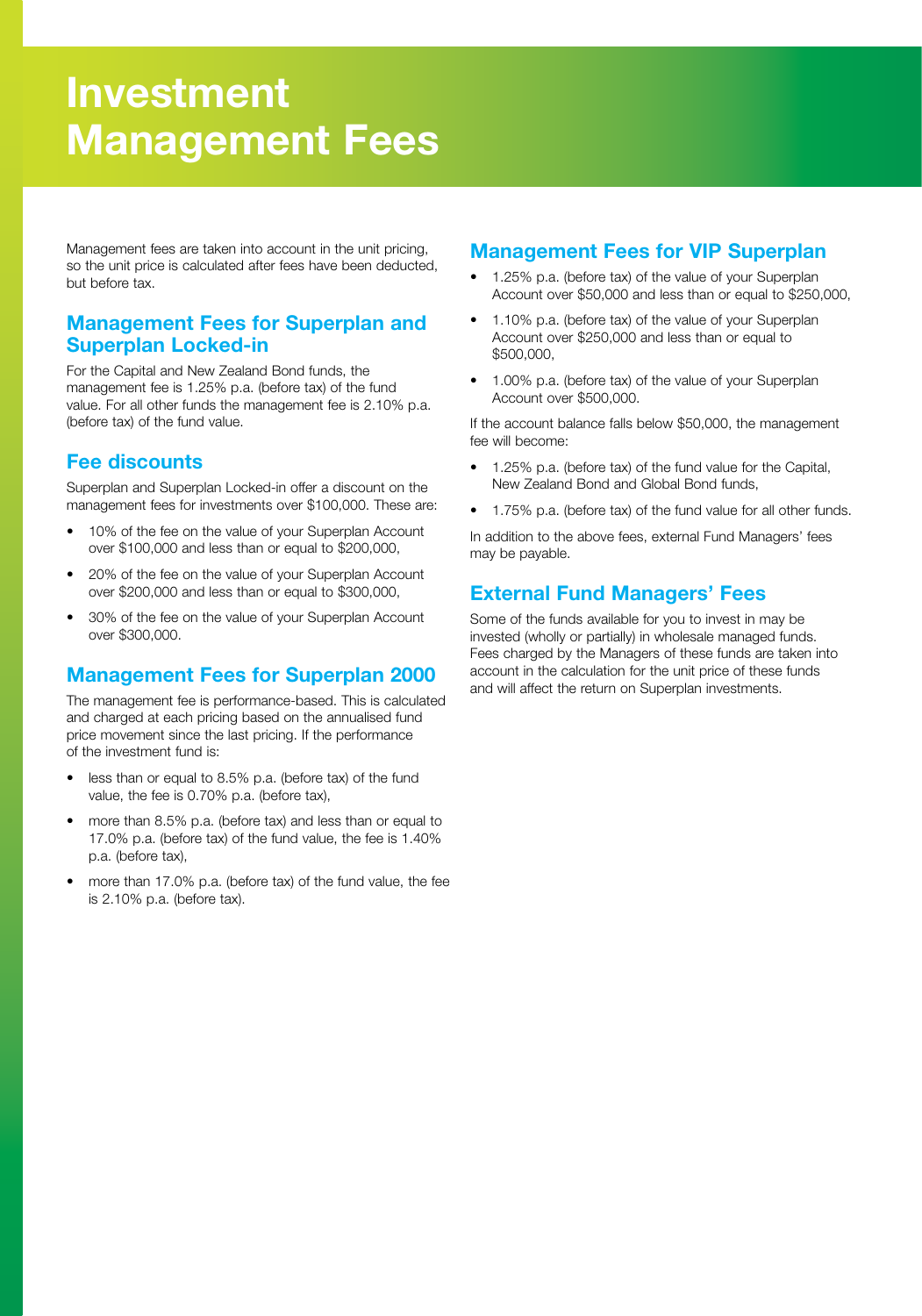# Investment Management Fees

Management fees are taken into account in the unit pricing, so the unit price is calculated after fees have been deducted, but before tax.

## Management Fees for Superplan and Superplan Locked-in

For the Capital and New Zealand Bond funds, the management fee is 1.25% p.a. (before tax) of the fund value. For all other funds the management fee is 2.10% p.a. (before tax) of the fund value.

## Fee discounts

Superplan and Superplan Locked-in offer a discount on the management fees for investments over $100,000. These are:

- 10% of the fee on the value of your Superplan Account over $100,000 and less than or equal to $200,000,
- 20% of the fee on the value of your Superplan Account over $200,000 and less than or equal to $300,000,
- 30% of the fee on the value of your Superplan Account over $300,000.

## Management Fees for Superplan 2000

The management fee is performance-based. This is calculated and charged at each pricing based on the annualised fund price movement since the last pricing. If the performance of the investment fund is:

- less than or equal to 8.5% p.a. (before tax) of the fund value, the fee is 0.70% p.a. (before tax),
- more than 8.5% p.a. (before tax) and less than or equal to 17.0% p.a. (before tax) of the fund value, the fee is 1.40% p.a. (before tax),
- more than 17.0% p.a. (before tax) of the fund value, the fee is 2.10% p.a. (before tax).

## Management Fees for VIP Superplan

- 1.25% p.a. (before tax) of the value of your Superplan Account over $50,000 and less than or equal to $250,000,
- 1.10% p.a. (before tax) of the value of your Superplan Account over $250,000 and less than or equal to $500,000,
- 1.00% p.a. (before tax) of the value of your Superplan Account over $500,000.

If the account balance falls below $50,000, the management fee will become:

- 1.25% p.a. (before tax) of the fund value for the Capital, New Zealand Bond and Global Bond funds,
- 1.75% p.a. (before tax) of the fund value for all other funds.

In addition to the above fees, external Fund Managers' fees may be payable.

## External Fund Managers' Fees

Some of the funds available for you to invest in may be invested (wholly or partially) in wholesale managed funds. Fees charged by the Managers of these funds are taken into account in the calculation for the unit price of these funds and will affect the return on Superplan investments.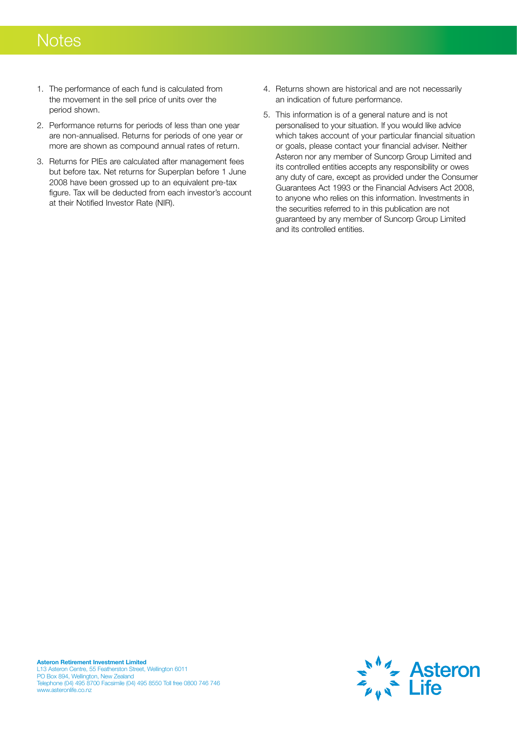# Notes

1. The performance of each fund is calculated from the movement in the sell price of units over the period shown.
2. Performance returns for periods of less than one year are non-annualised. Returns for periods of one year or more are shown as compound annual rates of return.
3. Returns for PIEs are calculated after management fees but before tax. Net returns for Superplan before 1 June 2008 have been grossed up to an equivalent pre-tax figure. Tax will be deducted from each investor's account at their Notified Investor Rate (NIR).
4. Returns shown are historical and are not necessarily an indication of future performance.
5. This information is of a general nature and is not personalised to your situation. If you would like advice which takes account of your particular financial situation or goals, please contact your financial adviser. Neither Asteron nor any member of Suncorp Group Limited and its controlled entities accepts any responsibility or owes any duty of care, except as provided under the Consumer Guarantees Act 1993 or the Financial Advisers Act 2008, to anyone who relies on this information. Investments in the securities referred to in this publication are not guaranteed by any member of Suncorp Group Limited and its controlled entities.

**Asteron Retirement Investment Limited**
L13 Asteron Centre, 55 Featherston Street, Wellington 6011
PO Box 894, Wellington, New Zealand
Telephone (04) 495 8700 Facsimile (04) 495 8550 Toll free 0800 746 746
www.asteronlife.co.nz

Asteron Life